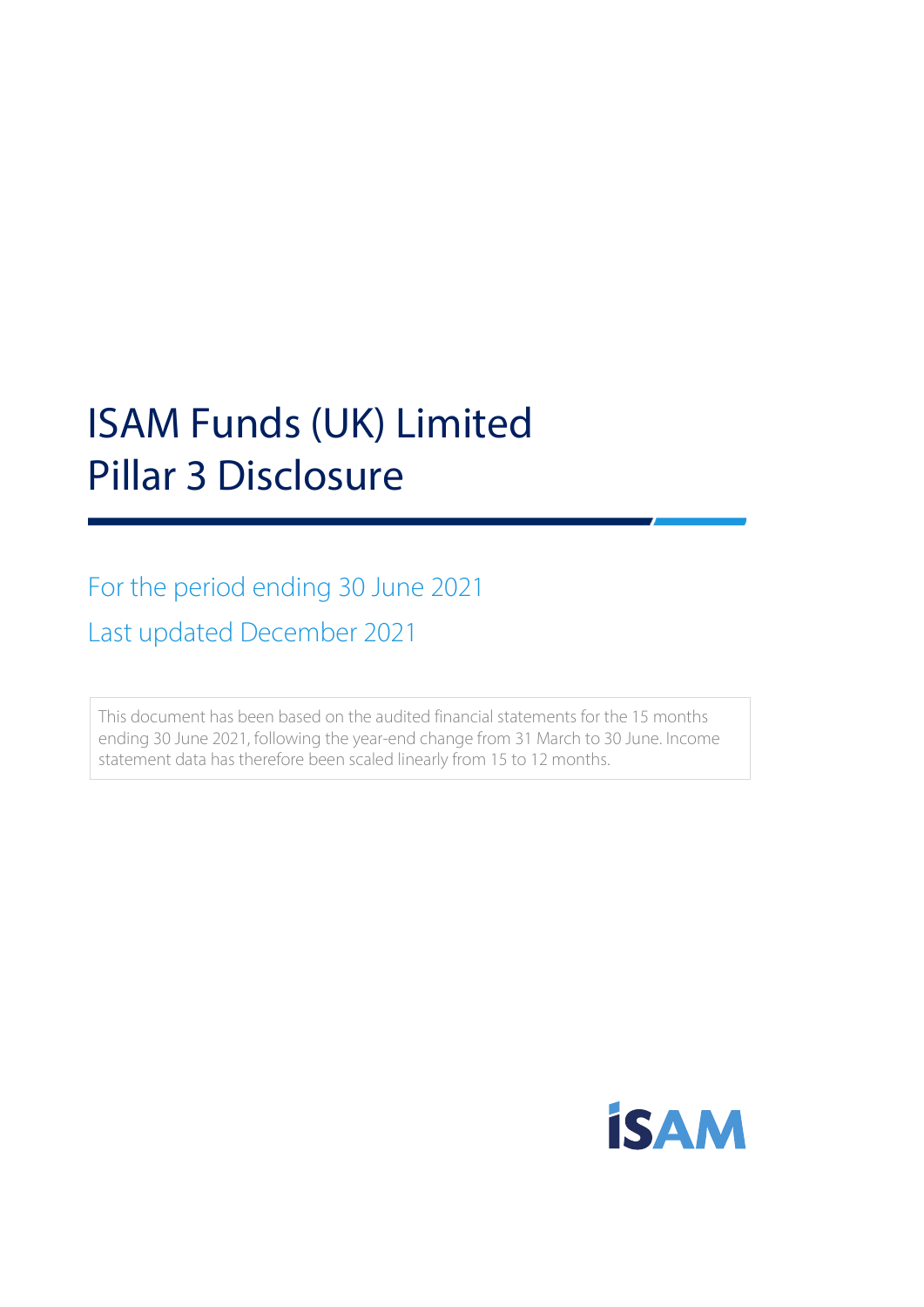# ISAM Funds (UK) Limited
# Pillar 3 Disclosure

For the period ending 30 June 2021

Last updated December 2021

This document has been based on the audited financial statements for the 15 months ending 30 June 2021, following the year-end change from 31 March to 30 June. Income statement data has therefore been scaled linearly from 15 to 12 months.

ISAM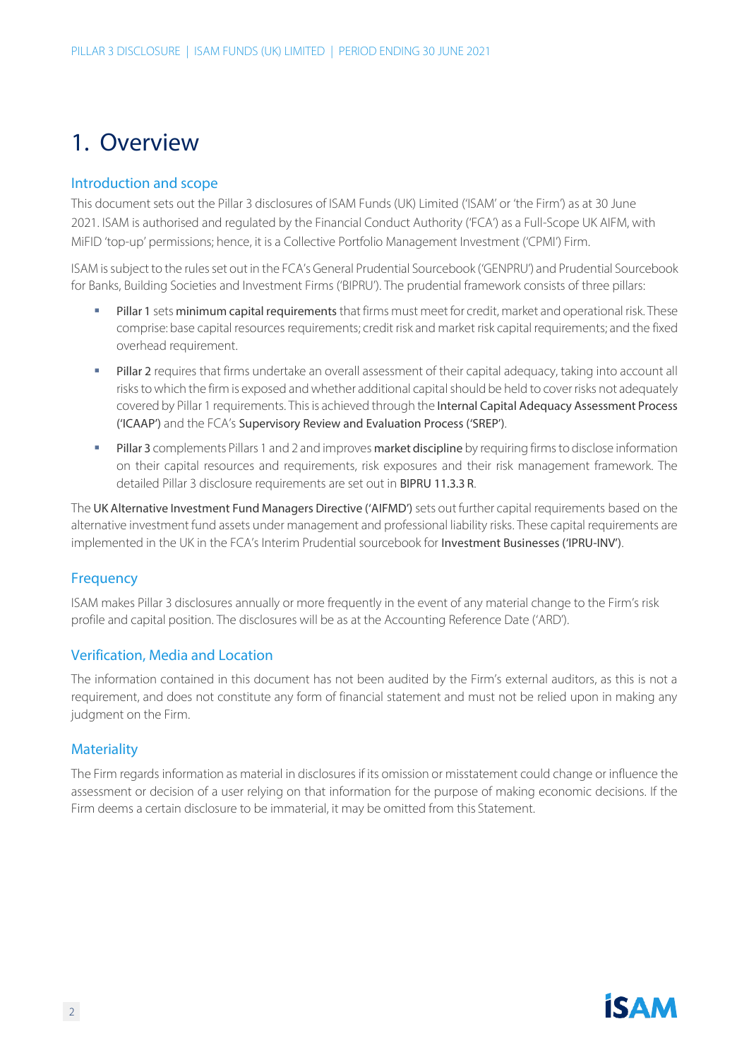# 1. Overview

## Introduction and scope

This document sets out the Pillar 3 disclosures of ISAM Funds (UK) Limited ('ISAM' or 'the Firm') as at 30 June 2021. ISAM is authorised and regulated by the Financial Conduct Authority ('FCA') as a Full-Scope UK AIFM, with MiFID 'top-up' permissions; hence, it is a Collective Portfolio Management Investment ('CPMI') Firm.

ISAM is subject to the rules set out in the FCA's General Prudential Sourcebook ('GENPRU') and Prudential Sourcebook for Banks, Building Societies and Investment Firms ('BIPRU'). The prudential framework consists of three pillars:

- Pillar 1 sets minimum capital requirements that firms must meet for credit, market and operational risk. These comprise: base capital resources requirements; credit risk and market risk capital requirements; and the fixed overhead requirement.
- Pillar 2 requires that firms undertake an overall assessment of their capital adequacy, taking into account all risks to which the firm is exposed and whether additional capital should be held to cover risks not adequately covered by Pillar 1 requirements. This is achieved through the Internal Capital Adequacy Assessment Process ('ICAAP') and the FCA's Supervisory Review and Evaluation Process ('SREP').
- Pillar 3 complements Pillars 1 and 2 and improves market discipline by requiring firms to disclose information on their capital resources and requirements, risk exposures and their risk management framework. The detailed Pillar 3 disclosure requirements are set out in BIPRU 11.3.3 R.

The UK Alternative Investment Fund Managers Directive ('AIFMD') sets out further capital requirements based on the alternative investment fund assets under management and professional liability risks. These capital requirements are implemented in the UK in the FCA's Interim Prudential sourcebook for Investment Businesses ('IPRU-INV').

## Frequency

ISAM makes Pillar 3 disclosures annually or more frequently in the event of any material change to the Firm's risk profile and capital position. The disclosures will be as at the Accounting Reference Date ('ARD').

## Verification, Media and Location

The information contained in this document has not been audited by the Firm's external auditors, as this is not a requirement, and does not constitute any form of financial statement and must not be relied upon in making any judgment on the Firm.

## Materiality

The Firm regards information as material in disclosures if its omission or misstatement could change or influence the assessment or decision of a user relying on that information for the purpose of making economic decisions. If the Firm deems a certain disclosure to be immaterial, it may be omitted from this Statement.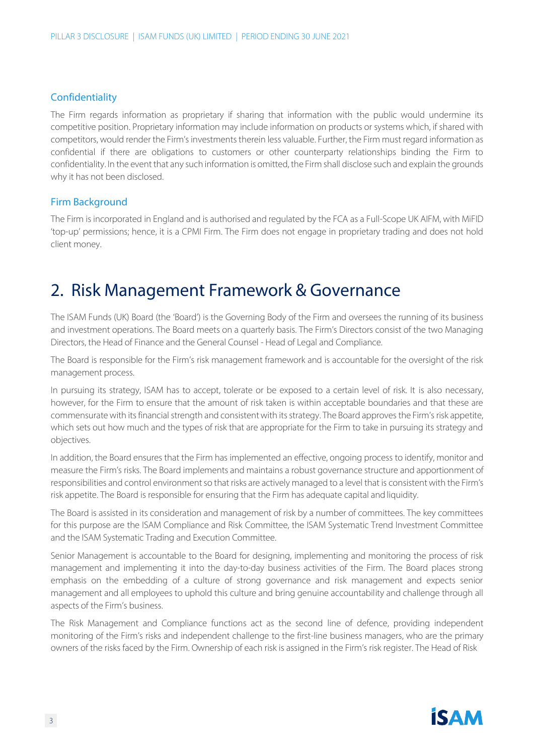### Confidentiality

The Firm regards information as proprietary if sharing that information with the public would undermine its competitive position. Proprietary information may include information on products or systems which, if shared with competitors, would render the Firm's investments therein less valuable. Further, the Firm must regard information as confidential if there are obligations to customers or other counterparty relationships binding the Firm to confidentiality. In the event that any such information is omitted, the Firm shall disclose such and explain the grounds why it has not been disclosed.

### Firm Background

The Firm is incorporated in England and is authorised and regulated by the FCA as a Full-Scope UK AIFM, with MiFID 'top-up' permissions; hence, it is a CPMI Firm. The Firm does not engage in proprietary trading and does not hold client money.

## 2. Risk Management Framework & Governance

The ISAM Funds (UK) Board (the 'Board') is the Governing Body of the Firm and oversees the running of its business and investment operations. The Board meets on a quarterly basis. The Firm's Directors consist of the two Managing Directors, the Head of Finance and the General Counsel - Head of Legal and Compliance.

The Board is responsible for the Firm's risk management framework and is accountable for the oversight of the risk management process.

In pursuing its strategy, ISAM has to accept, tolerate or be exposed to a certain level of risk. It is also necessary, however, for the Firm to ensure that the amount of risk taken is within acceptable boundaries and that these are commensurate with its financial strength and consistent with its strategy. The Board approves the Firm's risk appetite, which sets out how much and the types of risk that are appropriate for the Firm to take in pursuing its strategy and objectives.

In addition, the Board ensures that the Firm has implemented an effective, ongoing process to identify, monitor and measure the Firm's risks. The Board implements and maintains a robust governance structure and apportionment of responsibilities and control environment so that risks are actively managed to a level that is consistent with the Firm's risk appetite. The Board is responsible for ensuring that the Firm has adequate capital and liquidity.

The Board is assisted in its consideration and management of risk by a number of committees. The key committees for this purpose are the ISAM Compliance and Risk Committee, the ISAM Systematic Trend Investment Committee and the ISAM Systematic Trading and Execution Committee.

Senior Management is accountable to the Board for designing, implementing and monitoring the process of risk management and implementing it into the day-to-day business activities of the Firm. The Board places strong emphasis on the embedding of a culture of strong governance and risk management and expects senior management and all employees to uphold this culture and bring genuine accountability and challenge through all aspects of the Firm's business.

The Risk Management and Compliance functions act as the second line of defence, providing independent monitoring of the Firm's risks and independent challenge to the first-line business managers, who are the primary owners of the risks faced by the Firm. Ownership of each risk is assigned in the Firm's risk register. The Head of Risk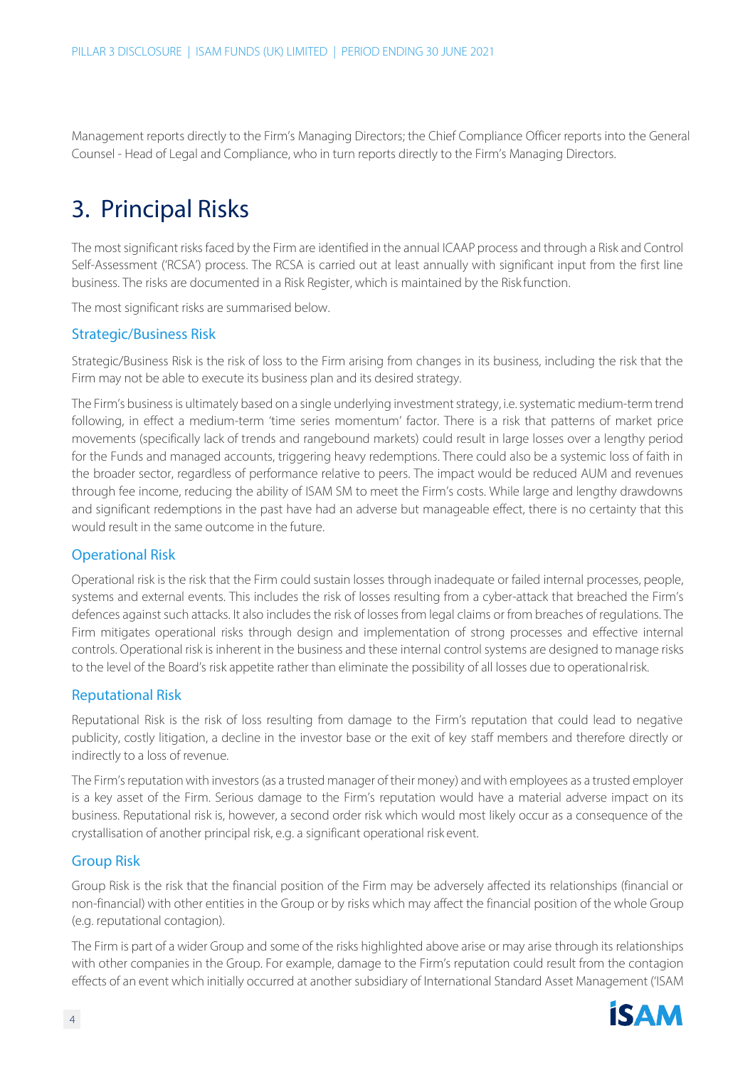Management reports directly to the Firm's Managing Directors; the Chief Compliance Officer reports into the General Counsel - Head of Legal and Compliance, who in turn reports directly to the Firm's Managing Directors.

# 3. Principal Risks

The most significant risks faced by the Firm are identified in the annual ICAAP process and through a Risk and Control Self-Assessment ('RCSA') process. The RCSA is carried out at least annually with significant input from the first line business. The risks are documented in a Risk Register, which is maintained by the Risk function.

The most significant risks are summarised below.

### Strategic/Business Risk

Strategic/Business Risk is the risk of loss to the Firm arising from changes in its business, including the risk that the Firm may not be able to execute its business plan and its desired strategy.

The Firm's business is ultimately based on a single underlying investment strategy, i.e. systematic medium-term trend following, in effect a medium-term 'time series momentum' factor. There is a risk that patterns of market price movements (specifically lack of trends and rangebound markets) could result in large losses over a lengthy period for the Funds and managed accounts, triggering heavy redemptions. There could also be a systemic loss of faith in the broader sector, regardless of performance relative to peers. The impact would be reduced AUM and revenues through fee income, reducing the ability of ISAM SM to meet the Firm's costs. While large and lengthy drawdowns and significant redemptions in the past have had an adverse but manageable effect, there is no certainty that this would result in the same outcome in the future.

### Operational Risk

Operational risk is the risk that the Firm could sustain losses through inadequate or failed internal processes, people, systems and external events. This includes the risk of losses resulting from a cyber-attack that breached the Firm's defences against such attacks. It also includes the risk of losses from legal claims or from breaches of regulations. The Firm mitigates operational risks through design and implementation of strong processes and effective internal controls. Operational risk is inherent in the business and these internal control systems are designed to manage risks to the level of the Board's risk appetite rather than eliminate the possibility of all losses due to operational risk.

### Reputational Risk

Reputational Risk is the risk of loss resulting from damage to the Firm's reputation that could lead to negative publicity, costly litigation, a decline in the investor base or the exit of key staff members and therefore directly or indirectly to a loss of revenue.

The Firm's reputation with investors (as a trusted manager of their money) and with employees as a trusted employer is a key asset of the Firm. Serious damage to the Firm's reputation would have a material adverse impact on its business. Reputational risk is, however, a second order risk which would most likely occur as a consequence of the crystallisation of another principal risk, e.g. a significant operational risk event.

### Group Risk

Group Risk is the risk that the financial position of the Firm may be adversely affected its relationships (financial or non-financial) with other entities in the Group or by risks which may affect the financial position of the whole Group (e.g. reputational contagion).

The Firm is part of a wider Group and some of the risks highlighted above arise or may arise through its relationships with other companies in the Group. For example, damage to the Firm's reputation could result from the contagion effects of an event which initially occurred at another subsidiary of International Standard Asset Management ('ISAM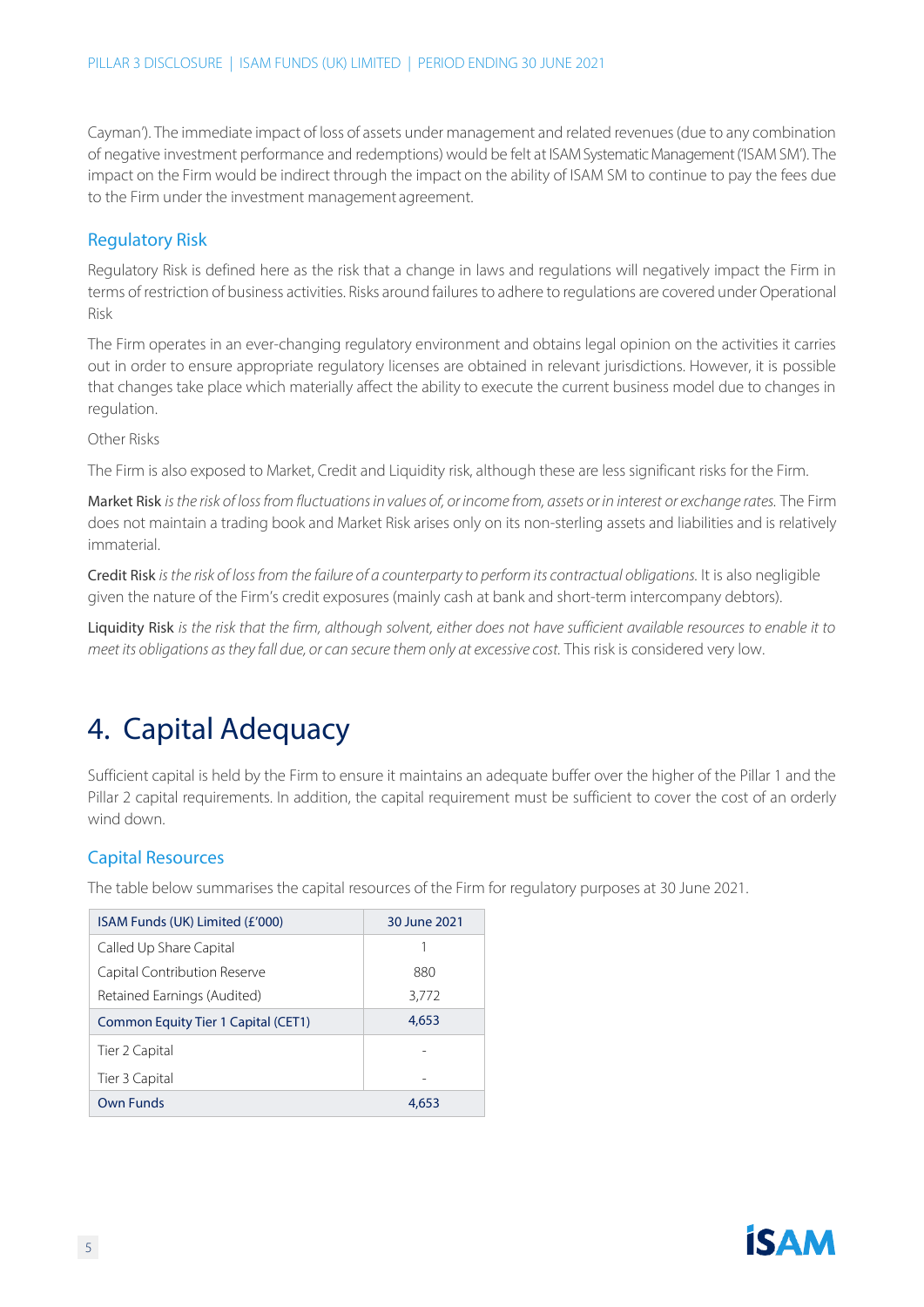Cayman'). The immediate impact of loss of assets under management and related revenues (due to any combination of negative investment performance and redemptions) would be felt at ISAM Systematic Management ('ISAM SM'). The impact on the Firm would be indirect through the impact on the ability of ISAM SM to continue to pay the fees due to the Firm under the investment management agreement.

### Regulatory Risk

Regulatory Risk is defined here as the risk that a change in laws and regulations will negatively impact the Firm in terms of restriction of business activities. Risks around failures to adhere to regulations are covered under Operational Risk

The Firm operates in an ever-changing regulatory environment and obtains legal opinion on the activities it carries out in order to ensure appropriate regulatory licenses are obtained in relevant jurisdictions. However, it is possible that changes take place which materially affect the ability to execute the current business model due to changes in regulation.

Other Risks

The Firm is also exposed to Market, Credit and Liquidity risk, although these are less significant risks for the Firm.

Market Risk *is the risk of loss from fluctuations in values of, or income from, assets or in interest or exchange rates.* The Firm does not maintain a trading book and Market Risk arises only on its non-sterling assets and liabilities and is relatively immaterial.

Credit Risk *is the risk of loss from the failure of a counterparty to perform its contractual obligations.* It is also negligible given the nature of the Firm's credit exposures (mainly cash at bank and short-term intercompany debtors).

Liquidity Risk *is the risk that the firm, although solvent, either does not have sufficient available resources to enable it to meet its obligations as they fall due, or can secure them only at excessive cost.* This risk is considered very low.

# 4. Capital Adequacy

Sufficient capital is held by the Firm to ensure it maintains an adequate buffer over the higher of the Pillar 1 and the Pillar 2 capital requirements. In addition, the capital requirement must be sufficient to cover the cost of an orderly wind down.

### Capital Resources

The table below summarises the capital resources of the Firm for regulatory purposes at 30 June 2021.

| ISAM Funds (UK) Limited (£'000) | 30 June 2021 |
|---|---|
| Called Up Share Capital | 1 |
| Capital Contribution Reserve | 880 |
| Retained Earnings (Audited) | 3,772 |
| Common Equity Tier 1 Capital (CET1) | 4,653 |
| Tier 2 Capital | - |
| Tier 3 Capital | - |
| Own Funds | 4,653 |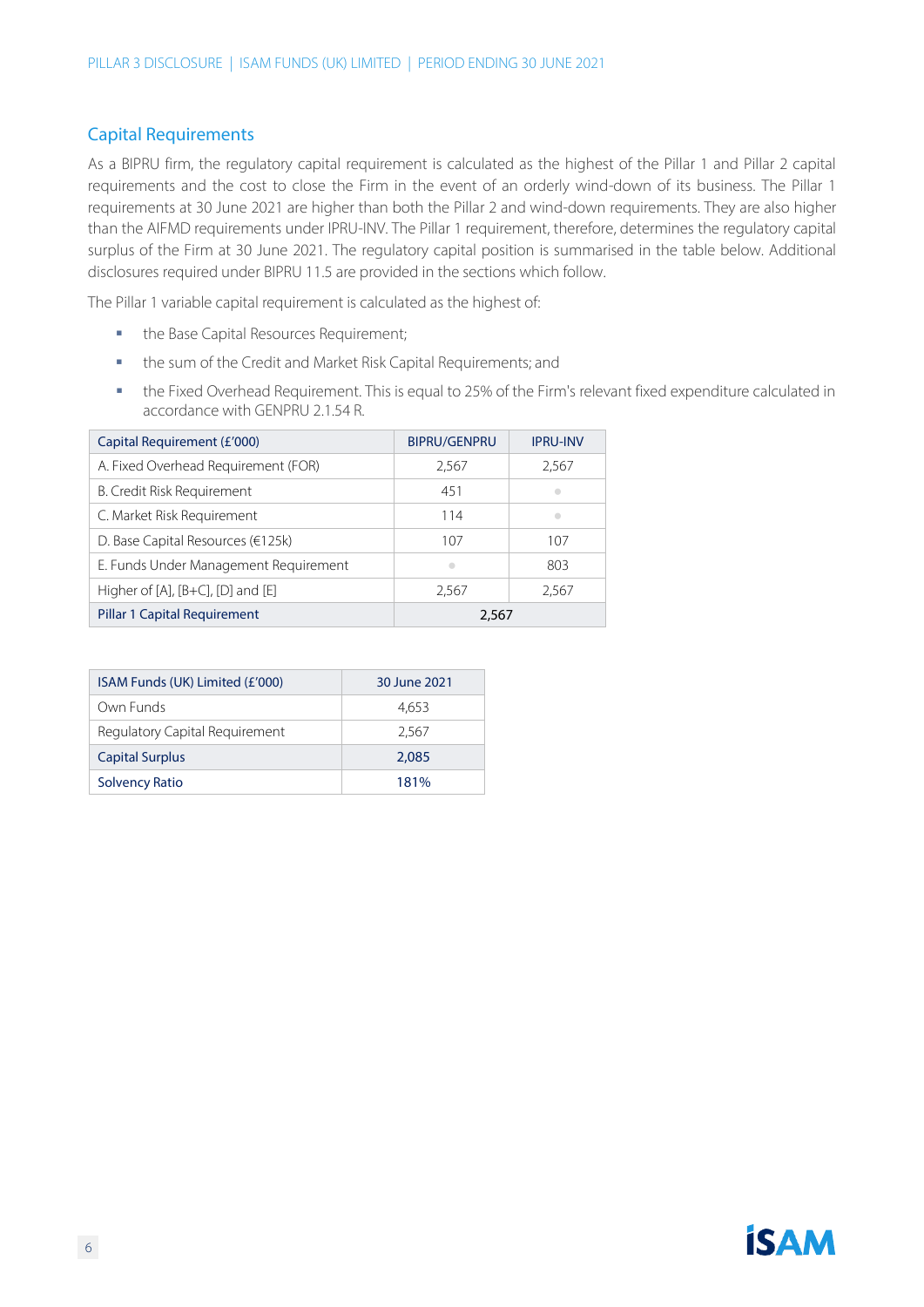## Capital Requirements

As a BIPRU firm, the regulatory capital requirement is calculated as the highest of the Pillar 1 and Pillar 2 capital requirements and the cost to close the Firm in the event of an orderly wind-down of its business. The Pillar 1 requirements at 30 June 2021 are higher than both the Pillar 2 and wind-down requirements. They are also higher than the AIFMD requirements under IPRU-INV. The Pillar 1 requirement, therefore, determines the regulatory capital surplus of the Firm at 30 June 2021. The regulatory capital position is summarised in the table below. Additional disclosures required under BIPRU 11.5 are provided in the sections which follow.

The Pillar 1 variable capital requirement is calculated as the highest of:

- the Base Capital Resources Requirement;
- the sum of the Credit and Market Risk Capital Requirements; and
- the Fixed Overhead Requirement. This is equal to 25% of the Firm's relevant fixed expenditure calculated in accordance with GENPRU 2.1.54 R.

| Capital Requirement (£'000) | BIPRU/GENPRU | IPRU-INV |
|---|---|---|
| A. Fixed Overhead Requirement (FOR) | 2,567 | 2,567 |
| B. Credit Risk Requirement | 451 | ● |
| C. Market Risk Requirement | 114 | ● |
| D. Base Capital Resources (€125k) | 107 | 107 |
| E. Funds Under Management Requirement | ● | 803 |
| Higher of [A], [B+C], [D] and [E] | 2,567 | 2,567 |
| **Pillar 1 Capital Requirement** | **2,567** | |

| ISAM Funds (UK) Limited (£'000) | 30 June 2021 |
|---|---|
| Own Funds | 4,653 |
| Regulatory Capital Requirement | 2,567 |
| **Capital Surplus** | **2,085** |
| **Solvency Ratio** | **181%** |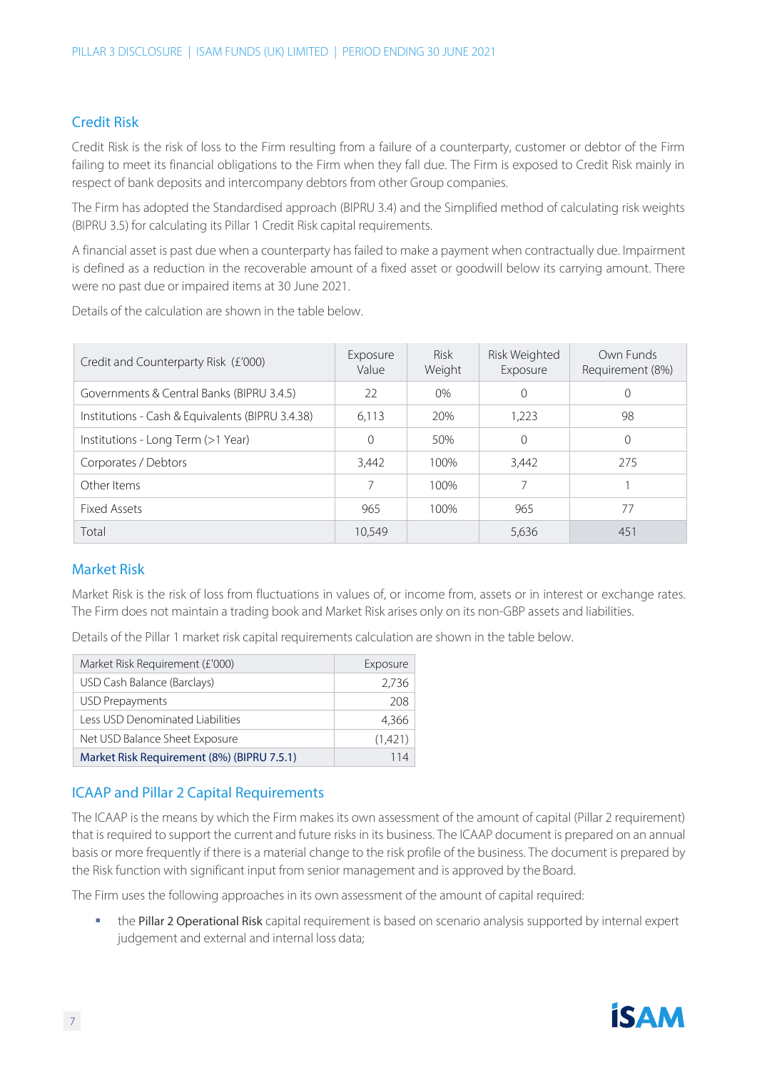## Credit Risk

Credit Risk is the risk of loss to the Firm resulting from a failure of a counterparty, customer or debtor of the Firm failing to meet its financial obligations to the Firm when they fall due. The Firm is exposed to Credit Risk mainly in respect of bank deposits and intercompany debtors from other Group companies.

The Firm has adopted the Standardised approach (BIPRU 3.4) and the Simplified method of calculating risk weights (BIPRU 3.5) for calculating its Pillar 1 Credit Risk capital requirements.

A financial asset is past due when a counterparty has failed to make a payment when contractually due. Impairment is defined as a reduction in the recoverable amount of a fixed asset or goodwill below its carrying amount. There were no past due or impaired items at 30 June 2021.

Details of the calculation are shown in the table below.

| Credit and Counterparty Risk (£'000) | Exposure Value | Risk Weight | Risk Weighted Exposure | Own Funds Requirement (8%) |
|---|---|---|---|---|
| Governments & Central Banks (BIPRU 3.4.5) | 22 | 0% | 0 | 0 |
| Institutions - Cash & Equivalents (BIPRU 3.4.38) | 6,113 | 20% | 1,223 | 98 |
| Institutions - Long Term (>1 Year) | 0 | 50% | 0 | 0 |
| Corporates / Debtors | 3,442 | 100% | 3,442 | 275 |
| Other Items | 7 | 100% | 7 | 1 |
| Fixed Assets | 965 | 100% | 965 | 77 |
| Total | 10,549 | | 5,636 | 451 |

## Market Risk

Market Risk is the risk of loss from fluctuations in values of, or income from, assets or in interest or exchange rates. The Firm does not maintain a trading book and Market Risk arises only on its non-GBP assets and liabilities.

Details of the Pillar 1 market risk capital requirements calculation are shown in the table below.

| Market Risk Requirement (£'000) | Exposure |
|---|---|
| USD Cash Balance (Barclays) | 2,736 |
| USD Prepayments | 208 |
| Less USD Denominated Liabilities | 4,366 |
| Net USD Balance Sheet Exposure | (1,421) |
| Market Risk Requirement (8%) (BIPRU 7.5.1) | 114 |

## ICAAP and Pillar 2 Capital Requirements

The ICAAP is the means by which the Firm makes its own assessment of the amount of capital (Pillar 2 requirement) that is required to support the current and future risks in its business. The ICAAP document is prepared on an annual basis or more frequently if there is a material change to the risk profile of the business. The document is prepared by the Risk function with significant input from senior management and is approved by the Board.

The Firm uses the following approaches in its own assessment of the amount of capital required:

- the Pillar 2 Operational Risk capital requirement is based on scenario analysis supported by internal expert judgement and external and internal loss data;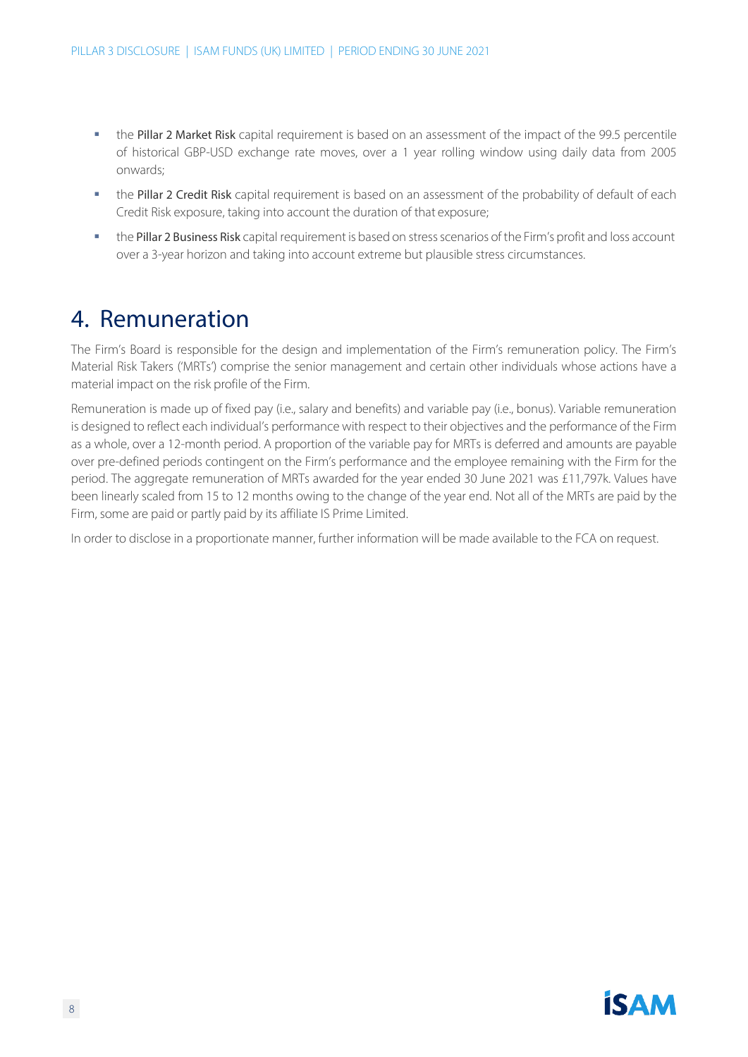- the **Pillar 2 Market Risk** capital requirement is based on an assessment of the impact of the 99.5 percentile of historical GBP-USD exchange rate moves, over a 1 year rolling window using daily data from 2005 onwards;
- the **Pillar 2 Credit Risk** capital requirement is based on an assessment of the probability of default of each Credit Risk exposure, taking into account the duration of that exposure;
- the **Pillar 2 Business Risk** capital requirement is based on stress scenarios of the Firm's profit and loss account over a 3-year horizon and taking into account extreme but plausible stress circumstances.

# 4. Remuneration

The Firm's Board is responsible for the design and implementation of the Firm's remuneration policy. The Firm's Material Risk Takers ('MRTs') comprise the senior management and certain other individuals whose actions have a material impact on the risk profile of the Firm.

Remuneration is made up of fixed pay (i.e., salary and benefits) and variable pay (i.e., bonus). Variable remuneration is designed to reflect each individual's performance with respect to their objectives and the performance of the Firm as a whole, over a 12-month period. A proportion of the variable pay for MRTs is deferred and amounts are payable over pre-defined periods contingent on the Firm's performance and the employee remaining with the Firm for the period. The aggregate remuneration of MRTs awarded for the year ended 30 June 2021 was £11,797k. Values have been linearly scaled from 15 to 12 months owing to the change of the year end. Not all of the MRTs are paid by the Firm, some are paid or partly paid by its affiliate IS Prime Limited.

In order to disclose in a proportionate manner, further information will be made available to the FCA on request.